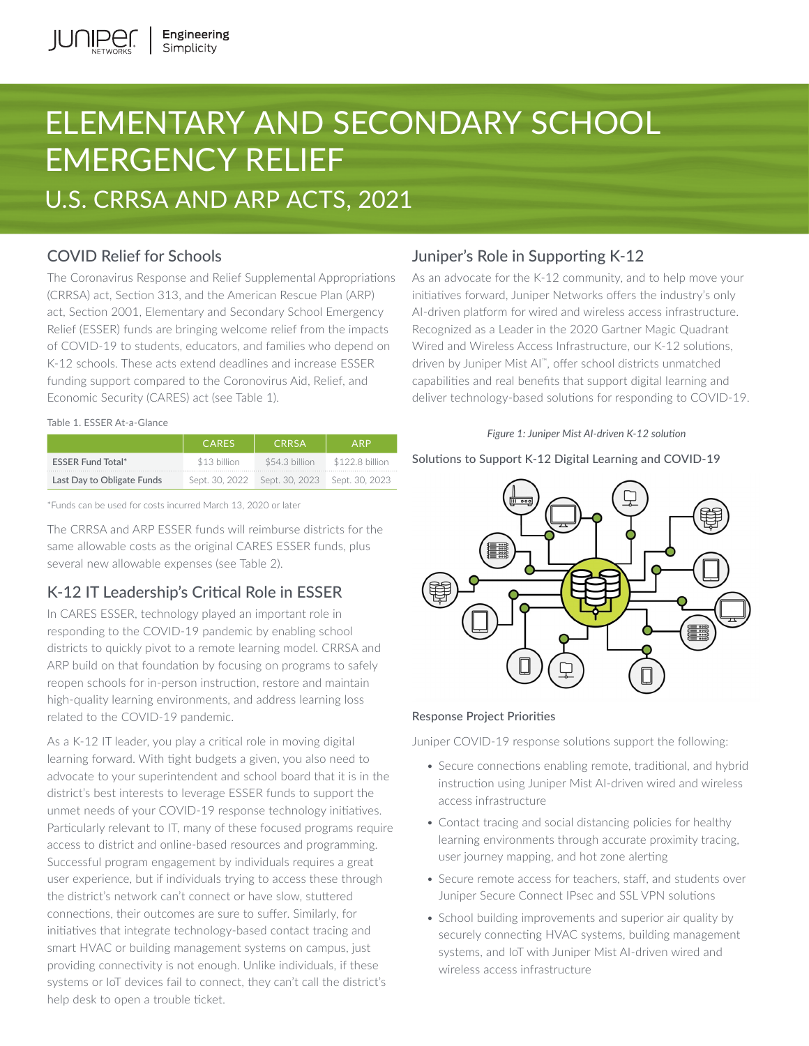# ELEMENTARY AND SECONDARY SCHOOL EMERGENCY RELIEF

## U.S. CRRSA AND ARP ACTS, 2021

## COVID Relief for Schools

The Coronavirus Response and Relief Supplemental Appropriations (CRRSA) act, Section 313, and the American Rescue Plan (ARP) act, Section 2001, Elementary and Secondary School Emergency Relief (ESSER) funds are bringing welcome relief from the impacts of COVID-19 to students, educators, and families who depend on K-12 schools. These acts extend deadlines and increase ESSER funding support compared to the Coronovirus Aid, Relief, and Economic Security (CARES) act (see Table 1).

Table 1. ESSER At-a-Glance

| | CARES | CRRSA | ARP |
|---|---|---|---|
| ESSER Fund Total* | $13 billion | $54.3 billion | $122.8 billion |
| Last Day to Obligate Funds | Sept. 30, 2022 | Sept. 30, 2023 | Sept. 30, 2023 |

*Funds can be used for costs incurred March 13, 2020 or later

The CRRSA and ARP ESSER funds will reimburse districts for the same allowable costs as the original CARES ESSER funds, plus several new allowable expenses (see Table 2).

## K-12 IT Leadership's Critical Role in ESSER

In CARES ESSER, technology played an important role in responding to the COVID-19 pandemic by enabling school districts to quickly pivot to a remote learning model. CRRSA and ARP build on that foundation by focusing on programs to safely reopen schools for in-person instruction, restore and maintain high-quality learning environments, and address learning loss related to the COVID-19 pandemic.

As a K-12 IT leader, you play a critical role in moving digital learning forward. With tight budgets a given, you also need to advocate to your superintendent and school board that it is in the district's best interests to leverage ESSER funds to support the unmet needs of your COVID-19 response technology initiatives. Particularly relevant to IT, many of these focused programs require access to district and online-based resources and programming. Successful program engagement by individuals requires a great user experience, but if individuals trying to access these through the district's network can't connect or have slow, stuttered connections, their outcomes are sure to suffer. Similarly, for initiatives that integrate technology-based contact tracing and smart HVAC or building management systems on campus, just providing connectivity is not enough. Unlike individuals, if these systems or IoT devices fail to connect, they can't call the district's help desk to open a trouble ticket.

## Juniper's Role in Supporting K-12

As an advocate for the K-12 community, and to help move your initiatives forward, Juniper Networks offers the industry's only AI-driven platform for wired and wireless access infrastructure. Recognized as a Leader in the 2020 Gartner Magic Quadrant Wired and Wireless Access Infrastructure, our K-12 solutions, driven by Juniper Mist AI™, offer school districts unmatched capabilities and real benefits that support digital learning and deliver technology-based solutions for responding to COVID-19.

*Figure 1: Juniper Mist AI-driven K-12 solution*

Solutions to Support K-12 Digital Learning and COVID-19

### Response Project Priorities

Juniper COVID-19 response solutions support the following:

- Secure connections enabling remote, traditional, and hybrid instruction using Juniper Mist AI-driven wired and wireless access infrastructure
- Contact tracing and social distancing policies for healthy learning environments through accurate proximity tracing, user journey mapping, and hot zone alerting
- Secure remote access for teachers, staff, and students over Juniper Secure Connect IPsec and SSL VPN solutions
- School building improvements and superior air quality by securely connecting HVAC systems, building management systems, and IoT with Juniper Mist AI-driven wired and wireless access infrastructure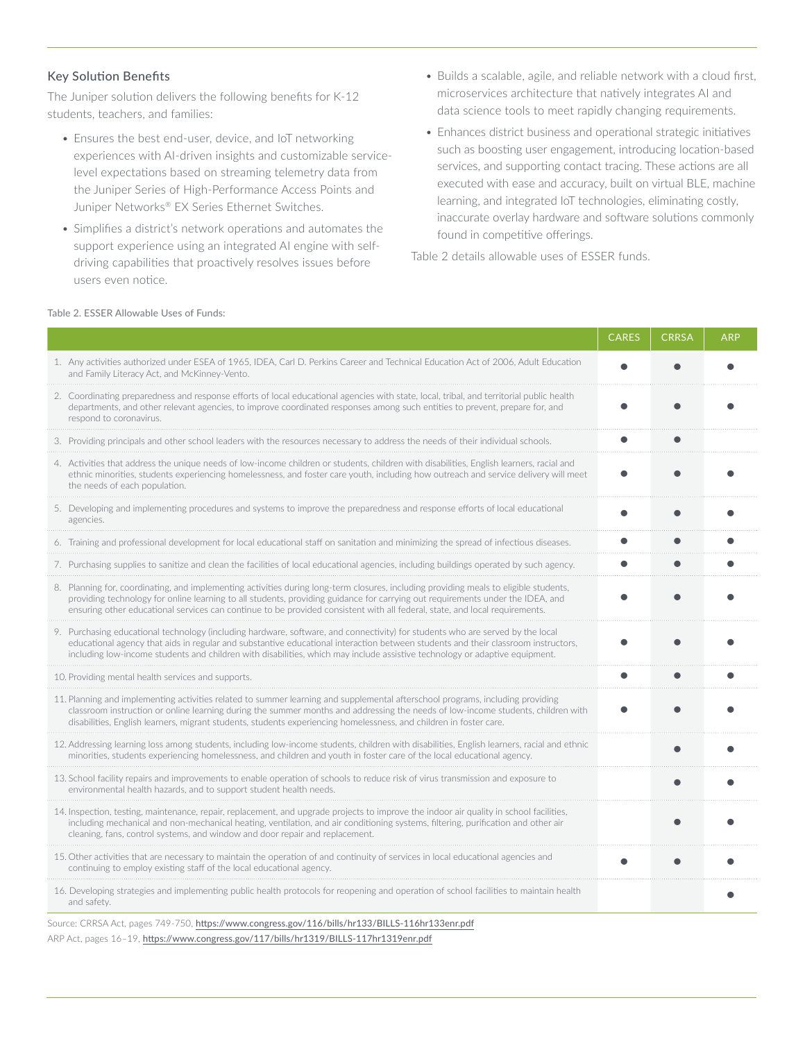### Key Solution Benefits

The Juniper solution delivers the following benefits for K-12 students, teachers, and families:

- Ensures the best end-user, device, and IoT networking experiences with AI-driven insights and customizable service-level expectations based on streaming telemetry data from the Juniper Series of High-Performance Access Points and Juniper Networks® EX Series Ethernet Switches.
- Simplifies a district's network operations and automates the support experience using an integrated AI engine with self-driving capabilities that proactively resolves issues before users even notice.
- Builds a scalable, agile, and reliable network with a cloud first, microservices architecture that natively integrates AI and data science tools to meet rapidly changing requirements.
- Enhances district business and operational strategic initiatives such as boosting user engagement, introducing location-based services, and supporting contact tracing. These actions are all executed with ease and accuracy, built on virtual BLE, machine learning, and integrated IoT technologies, eliminating costly, inaccurate overlay hardware and software solutions commonly found in competitive offerings.

Table 2 details allowable uses of ESSER funds.

Table 2. ESSER Allowable Uses of Funds:

| | CARES | CRRSA | ARP |
|---|---|---|---|
| 1. Any activities authorized under ESEA of 1965, IDEA, Carl D. Perkins Career and Technical Education Act of 2006, Adult Education and Family Literacy Act, and McKinney-Vento. | ● | ● | ● |
| 2. Coordinating preparedness and response efforts of local educational agencies with state, local, tribal, and territorial public health departments, and other relevant agencies, to improve coordinated responses among such entities to prevent, prepare for, and respond to coronavirus. | ● | ● | ● |
| 3. Providing principals and other school leaders with the resources necessary to address the needs of their individual schools. | ● | ● | |
| 4. Activities that address the unique needs of low-income children or students, children with disabilities, English learners, racial and ethnic minorities, students experiencing homelessness, and foster care youth, including how outreach and service delivery will meet the needs of each population. | ● | ● | ● |
| 5. Developing and implementing procedures and systems to improve the preparedness and response efforts of local educational agencies. | ● | ● | ● |
| 6. Training and professional development for local educational staff on sanitation and minimizing the spread of infectious diseases. | ● | ● | ● |
| 7. Purchasing supplies to sanitize and clean the facilities of local educational agencies, including buildings operated by such agency. | ● | ● | ● |
| 8. Planning for, coordinating, and implementing activities during long-term closures, including providing meals to eligible students, providing technology for online learning to all students, providing guidance for carrying out requirements under the IDEA, and ensuring other educational services can continue to be provided consistent with all federal, state, and local requirements. | ● | ● | ● |
| 9. Purchasing educational technology (including hardware, software, and connectivity) for students who are served by the local educational agency that aids in regular and substantive educational interaction between students and their classroom instructors, including low-income students and children with disabilities, which may include assistive technology or adaptive equipment. | ● | ● | ● |
| 10. Providing mental health services and supports. | ● | ● | ● |
| 11. Planning and implementing activities related to summer learning and supplemental afterschool programs, including providing classroom instruction or online learning during the summer months and addressing the needs of low-income students, children with disabilities, English learners, migrant students, students experiencing homelessness, and children in foster care. | ● | ● | ● |
| 12. Addressing learning loss among students, including low-income students, children with disabilities, English learners, racial and ethnic minorities, students experiencing homelessness, and children and youth in foster care of the local educational agency. | | ● | ● |
| 13. School facility repairs and improvements to enable operation of schools to reduce risk of virus transmission and exposure to environmental health hazards, and to support student health needs. | | ● | ● |
| 14. Inspection, testing, maintenance, repair, replacement, and upgrade projects to improve the indoor air quality in school facilities, including mechanical and non-mechanical heating, ventilation, and air conditioning systems, filtering, purification and other air cleaning, fans, control systems, and window and door repair and replacement. | | ● | ● |
| 15. Other activities that are necessary to maintain the operation of and continuity of services in local educational agencies and continuing to employ existing staff of the local educational agency. | ● | ● | ● |
| 16. Developing strategies and implementing public health protocols for reopening and operation of school facilities to maintain health and safety. | | | ● |

Source: CRRSA Act, pages 749-750, https://www.congress.gov/116/bills/hr133/BILLS-116hr133enr.pdf

ARP Act, pages 16–19, https://www.congress.gov/117/bills/hr1319/BILLS-117hr1319enr.pdf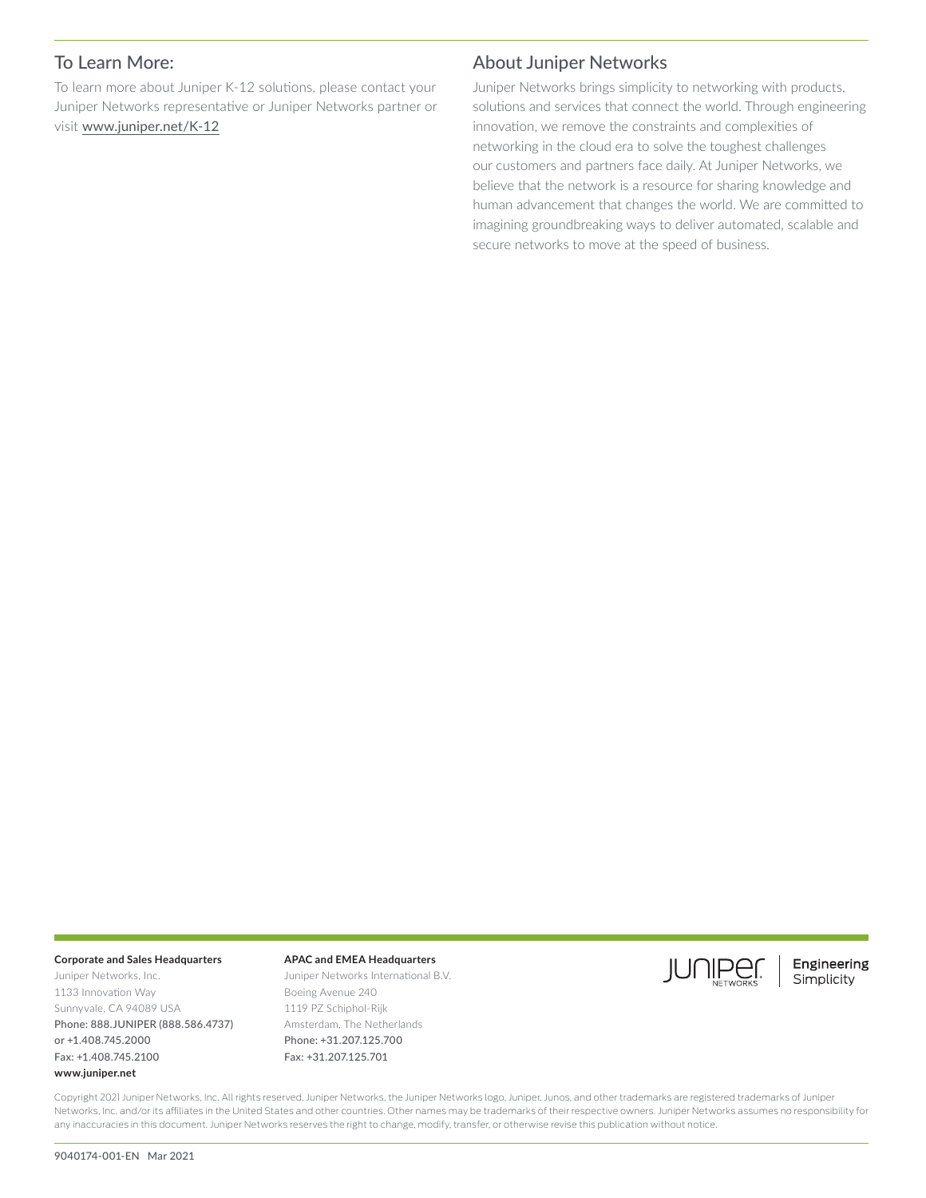## To Learn More:

To learn more about Juniper K-12 solutions, please contact your Juniper Networks representative or Juniper Networks partner or visit www.juniper.net/K-12

## About Juniper Networks

Juniper Networks brings simplicity to networking with products, solutions and services that connect the world. Through engineering innovation, we remove the constraints and complexities of networking in the cloud era to solve the toughest challenges our customers and partners face daily. At Juniper Networks, we believe that the network is a resource for sharing knowledge and human advancement that changes the world. We are committed to imagining groundbreaking ways to deliver automated, scalable and secure networks to move at the speed of business.

**Corporate and Sales Headquarters**
Juniper Networks, Inc.
1133 Innovation Way
Sunnyvale, CA 94089 USA
Phone: 888.JUNIPER (888.586.4737)
or +1.408.745.2000
Fax: +1.408.745.2100
**www.juniper.net**

**APAC and EMEA Headquarters**
Juniper Networks International B.V.
Boeing Avenue 240
1119 PZ Schiphol-Rijk
Amsterdam, The Netherlands
Phone: +31.207.125.700
Fax: +31.207.125.701

Juniper Networks | Engineering Simplicity

Copyright 2021 Juniper Networks, Inc. All rights reserved. Juniper Networks, the Juniper Networks logo, Juniper, Junos, and other trademarks are registered trademarks of Juniper Networks, Inc. and/or its affiliates in the United States and other countries. Other names may be trademarks of their respective owners. Juniper Networks assumes no responsibility for any inaccuracies in this document. Juniper Networks reserves the right to change, modify, transfer, or otherwise revise this publication without notice.

9040174-001-EN Mar 2021